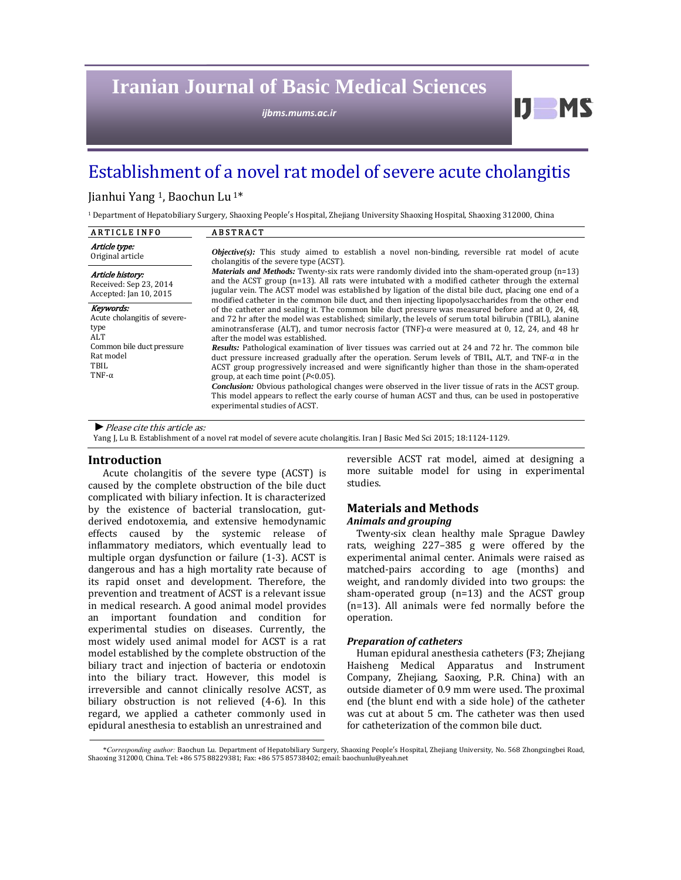# Establishment of a novel rat model of severe acute cholangitis

Jianhui Yang [1], Baochun Lu [1]*

[1] Department of Hepatobiliary Surgery, Shaoxing People's Hospital, Zhejiang University Shaoxing Hospital, Shaoxing 312000, China

**ARTICLE INFO**

*Article type:*
Original article

*Article history:*
Received: Sep 23, 2014
Accepted: Jan 10, 2015

*Keywords:*
Acute cholangitis of severe-type
ALT
Common bile duct pressure
Rat model
TBIL
TNF-α

**ABSTRACT**

***Objective(s):*** This study aimed to establish a novel non-binding, reversible rat model of acute cholangitis of the severe type (ACST).

***Materials and Methods:*** Twenty-six rats were randomly divided into the sham-operated group (n=13) and the ACST group (n=13). All rats were intubated with a modified catheter through the external jugular vein. The ACST model was established by ligation of the distal bile duct, placing one end of a modified catheter in the common bile duct, and then injecting lipopolysaccharides from the other end of the catheter and sealing it. The common bile duct pressure was measured before and at 0, 24, 48, and 72 hr after the model was established; similarly, the levels of serum total bilirubin (TBIL), alanine aminotransferase (ALT), and tumor necrosis factor (TNF)-α were measured at 0, 12, 24, and 48 hr after the model was established.

***Results:*** Pathological examination of liver tissues was carried out at 24 and 72 hr. The common bile duct pressure increased gradually after the operation. Serum levels of TBIL, ALT, and TNF-α in the ACST group progressively increased and were significantly higher than those in the sham-operated group, at each time point ($P$<0.05).

***Conclusion:*** Obvious pathological changes were observed in the liver tissue of rats in the ACST group. This model appears to reflect the early course of human ACST and thus, can be used in postoperative experimental studies of ACST.

► *Please cite this article as:*
Yang J, Lu B. Establishment of a novel rat model of severe acute cholangitis. Iran J Basic Med Sci 2015; 18:1124-1129.

## Introduction

Acute cholangitis of the severe type (ACST) is caused by the complete obstruction of the bile duct complicated with biliary infection. It is characterized by the existence of bacterial translocation, gut-derived endotoxemia, and extensive hemodynamic effects caused by the systemic release of inflammatory mediators, which eventually lead to multiple organ dysfunction or failure (1-3). ACST is dangerous and has a high mortality rate because of its rapid onset and development. Therefore, the prevention and treatment of ACST is a relevant issue in medical research. A good animal model provides an important foundation and condition for experimental studies on diseases. Currently, the most widely used animal model for ACST is a rat model established by the complete obstruction of the biliary tract and injection of bacteria or endotoxin into the biliary tract. However, this model is irreversible and cannot clinically resolve ACST, as biliary obstruction is not relieved (4-6). In this regard, we applied a catheter commonly used in epidural anesthesia to establish an unrestrained and reversible ACST rat model, aimed at designing a more suitable model for using in experimental studies.

## Materials and Methods

### *Animals and grouping*

Twenty-six clean healthy male Sprague Dawley rats, weighing 227–385 g were offered by the experimental animal center. Animals were raised as matched-pairs according to age (months) and weight, and randomly divided into two groups: the sham-operated group (n=13) and the ACST group (n=13). All animals were fed normally before the operation.

### *Preparation of catheters*

Human epidural anesthesia catheters (F3; Zhejiang Haisheng Medical Apparatus and Instrument Company, Zhejiang, Saoxing, P.R. China) with an outside diameter of 0.9 mm were used. The proximal end (the blunt end with a side hole) of the catheter was cut at about 5 cm. The catheter was then used for catheterization of the common bile duct.

*Corresponding author:* Baochun Lu. Department of Hepatobiliary Surgery, Shaoxing People's Hospital, Zhejiang University, No. 568 Zhongxingbei Road, Shaoxing 312000, China. Tel: +86 575 88229381; Fax: +86 575 85738402; email: baochunlu@yeah.net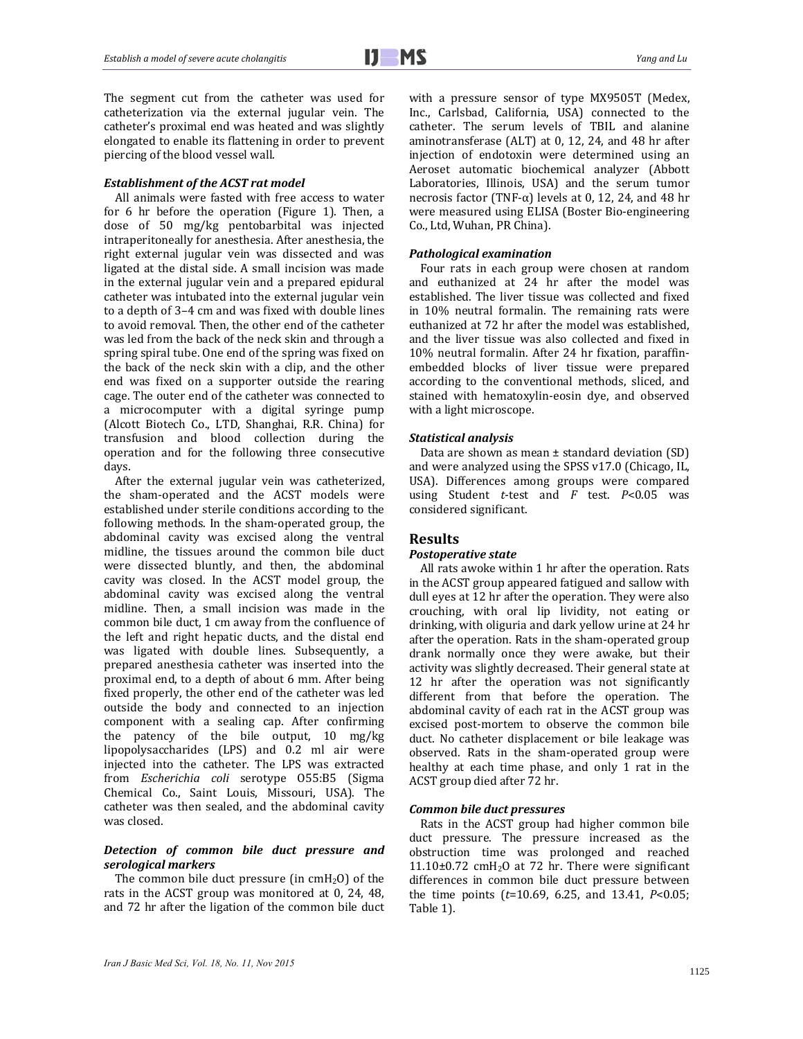The segment cut from the catheter was used for catheterization via the external jugular vein. The catheter's proximal end was heated and was slightly elongated to enable its flattening in order to prevent piercing of the blood vessel wall.

### *Establishment of the ACST rat model*

All animals were fasted with free access to water for 6 hr before the operation (Figure 1). Then, a dose of 50 mg/kg pentobarbital was injected intraperitoneally for anesthesia. After anesthesia, the right external jugular vein was dissected and was ligated at the distal side. A small incision was made in the external jugular vein and a prepared epidural catheter was intubated into the external jugular vein to a depth of 3–4 cm and was fixed with double lines to avoid removal. Then, the other end of the catheter was led from the back of the neck skin and through a spring spiral tube. One end of the spring was fixed on the back of the neck skin with a clip, and the other end was fixed on a supporter outside the rearing cage. The outer end of the catheter was connected to a microcomputer with a digital syringe pump (Alcott Biotech Co., LTD, Shanghai, R.R. China) for transfusion and blood collection during the operation and for the following three consecutive days.

After the external jugular vein was catheterized, the sham-operated and the ACST models were established under sterile conditions according to the following methods. In the sham-operated group, the abdominal cavity was excised along the ventral midline, the tissues around the common bile duct were dissected bluntly, and then, the abdominal cavity was closed. In the ACST model group, the abdominal cavity was excised along the ventral midline. Then, a small incision was made in the common bile duct, 1 cm away from the confluence of the left and right hepatic ducts, and the distal end was ligated with double lines. Subsequently, a prepared anesthesia catheter was inserted into the proximal end, to a depth of about 6 mm. After being fixed properly, the other end of the catheter was led outside the body and connected to an injection component with a sealing cap. After confirming the patency of the bile output, 10 mg/kg lipopolysaccharides (LPS) and 0.2 ml air were injected into the catheter. The LPS was extracted from *Escherichia coli* serotype O55:B5 (Sigma Chemical Co., Saint Louis, Missouri, USA). The catheter was then sealed, and the abdominal cavity was closed.

### *Detection of common bile duct pressure and serological markers*

The common bile duct pressure (in $cmH_2O$) of the rats in the ACST group was monitored at 0, 24, 48, and 72 hr after the ligation of the common bile duct with a pressure sensor of type MX9505T (Medex, Inc., Carlsbad, California, USA) connected to the catheter. The serum levels of TBIL and alanine aminotransferase (ALT) at 0, 12, 24, and 48 hr after injection of endotoxin were determined using an Aeroset automatic biochemical analyzer (Abbott Laboratories, Illinois, USA) and the serum tumor necrosis factor (TNF-α) levels at 0, 12, 24, and 48 hr were measured using ELISA (Boster Bio-engineering Co., Ltd, Wuhan, PR China).

### *Pathological examination*

Four rats in each group were chosen at random and euthanized at 24 hr after the model was established. The liver tissue was collected and fixed in 10% neutral formalin. The remaining rats were euthanized at 72 hr after the model was established, and the liver tissue was also collected and fixed in 10% neutral formalin. After 24 hr fixation, paraffin-embedded blocks of liver tissue were prepared according to the conventional methods, sliced, and stained with hematoxylin-eosin dye, and observed with a light microscope.

### *Statistical analysis*

Data are shown as mean ± standard deviation (SD) and were analyzed using the SPSS v17.0 (Chicago, IL, USA). Differences among groups were compared using Student *t*-test and *F* test. $P<0.05$ was considered significant.

## Results

### *Postoperative state*

All rats awoke within 1 hr after the operation. Rats in the ACST group appeared fatigued and sallow with dull eyes at 12 hr after the operation. They were also crouching, with oral lip lividity, not eating or drinking, with oliguria and dark yellow urine at 24 hr after the operation. Rats in the sham-operated group drank normally once they were awake, but their activity was slightly decreased. Their general state at 12 hr after the operation was not significantly different from that before the operation. The abdominal cavity of each rat in the ACST group was excised post-mortem to observe the common bile duct. No catheter displacement or bile leakage was observed. Rats in the sham-operated group were healthy at each time phase, and only 1 rat in the ACST group died after 72 hr.

### *Common bile duct pressures*

Rats in the ACST group had higher common bile duct pressure. The pressure increased as the obstruction time was prolonged and reached 11.10±0.72 $cmH_2O$ at 72 hr. There were significant differences in common bile duct pressure between the time points ($t$=10.69, 6.25, and 13.41, $P<0.05$; Table 1).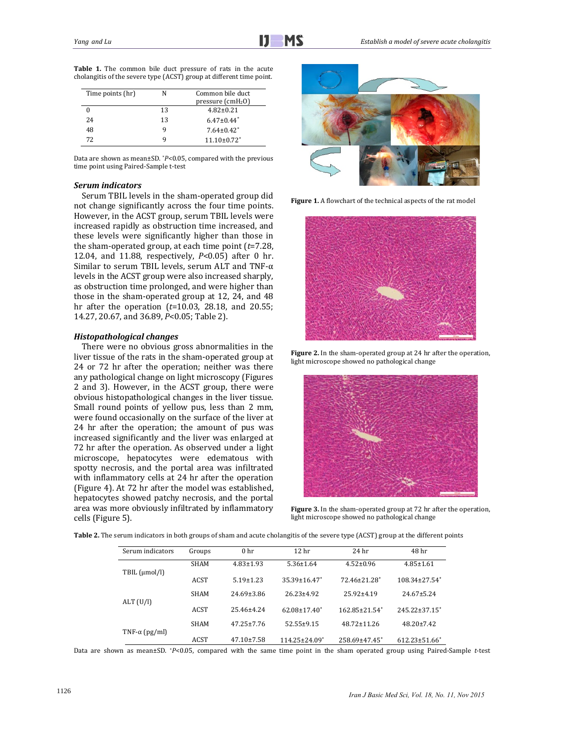**Table 1.** The common bile duct pressure of rats in the acute cholangitis of the severe type (ACST) group at different time point.

| Time points (hr) | N | Common bile duct pressure (cm$H_2O$) |
|---|---|---|
| 0 | 13 | 4.82±0.21 |
| 24 | 13 | 6.47±0.44* |
| 48 | 9 | 7.64±0.42* |
| 72 | 9 | 11.10±0.72* |

Data are shown as mean±SD. *$P$<0.05, compared with the previous time point using Paired-Sample t-test

### Serum indicators

Serum TBIL levels in the sham-operated group did not change significantly across the four time points. However, in the ACST group, serum TBIL levels were increased rapidly as obstruction time increased, and these levels were significantly higher than those in the sham-operated group, at each time point ($t$=7.28, 12.04, and 11.88, respectively, $P$<0.05) after 0 hr. Similar to serum TBIL levels, serum ALT and TNF-α levels in the ACST group were also increased sharply, as obstruction time prolonged, and were higher than those in the sham-operated group at 12, 24, and 48 hr after the operation ($t$=10.03, 28.18, and 20.55; 14.27, 20.67, and 36.89, $P$<0.05; Table 2).

### Histopathological changes

There were no obvious gross abnormalities in the liver tissue of the rats in the sham-operated group at 24 or 72 hr after the operation; neither was there any pathological change on light microscopy (Figures 2 and 3). However, in the ACST group, there were obvious histopathological changes in the liver tissue. Small round points of yellow pus, less than 2 mm, were found occasionally on the surface of the liver at 24 hr after the operation; the amount of pus was increased significantly and the liver was enlarged at 72 hr after the operation. As observed under a light microscope, hepatocytes were edematous with spotty necrosis, and the portal area was infiltrated with inflammatory cells at 24 hr after the operation (Figure 4). At 72 hr after the model was established, hepatocytes showed patchy necrosis, and the portal area was more obviously infiltrated by inflammatory cells (Figure 5).

**Figure 1.** A flowchart of the technical aspects of the rat model

**Figure 2.** In the sham-operated group at 24 hr after the operation, light microscope showed no pathological change

**Figure 3.** In the sham-operated group at 72 hr after the operation, light microscope showed no pathological change

**Table 2.** The serum indicators in both groups of sham and acute cholangitis of the severe type (ACST) group at the different points

| Serum indicators | Groups | 0 hr | 12 hr | 24 hr | 48 hr |
|---|---|---|---|---|---|
| TBIL (μmol/l) | SHAM | 4.83±1.93 | 5.36±1.64 | 4.52±0.96 | 4.85±1.61 |
| | ACST | 5.19±1.23 | 35.39±16.47* | 72.46±21.28* | 108.34±27.54* |
| ALT (U/l) | SHAM | 24.69±3.86 | 26.23±4.92 | 25.92±4.19 | 24.67±5.24 |
| | ACST | 25.46±4.24 | 62.08±17.40* | 162.85±21.54* | 245.22±37.15* |
| TNF-α (pg/ml) | SHAM | 47.25±7.76 | 52.55±9.15 | 48.72±11.26 | 48.20±7.42 |
| | ACST | 47.10±7.58 | 114.25±24.09* | 258.69±47.45* | 612.23±51.66* |

Data are shown as mean±SD. *$P$<0.05, compared with the same time point in the sham operated group using Paired-Sample $t$-test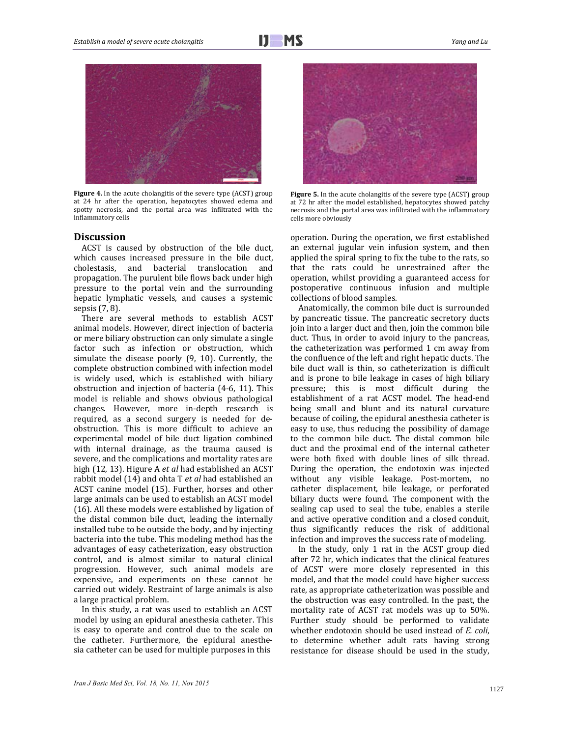Figure 4. In the acute cholangitis of the severe type (ACST) group at 24 hr after the operation, hepatocytes showed edema and spotty necrosis, and the portal area was infiltrated with the inflammatory cells

Figure 5. In the acute cholangitis of the severe type (ACST) group at 72 hr after the model established, hepatocytes showed patchy necrosis and the portal area was infiltrated with the inflammatory cells more obviously

## Discussion

ACST is caused by obstruction of the bile duct, which causes increased pressure in the bile duct, cholestasis, and bacterial translocation and propagation. The purulent bile flows back under high pressure to the portal vein and the surrounding hepatic lymphatic vessels, and causes a systemic sepsis (7, 8).

There are several methods to establish ACST animal models. However, direct injection of bacteria or mere biliary obstruction can only simulate a single factor such as infection or obstruction, which simulate the disease poorly (9, 10). Currently, the complete obstruction combined with infection model is widely used, which is established with biliary obstruction and injection of bacteria (4-6, 11). This model is reliable and shows obvious pathological changes. However, more in-depth research is required, as a second surgery is needed for de-obstruction. This is more difficult to achieve an experimental model of bile duct ligation combined with internal drainage, as the trauma caused is severe, and the complications and mortality rates are high (12, 13). Higure A *et al* had established an ACST rabbit model (14) and ohta T *et al* had established an ACST canine model (15). Further, horses and other large animals can be used to establish an ACST model (16). All these models were established by ligation of the distal common bile duct, leading the internally installed tube to be outside the body, and by injecting bacteria into the tube. This modeling method has the advantages of easy catheterization, easy obstruction control, and is almost similar to natural clinical progression. However, such animal models are expensive, and experiments on these cannot be carried out widely. Restraint of large animals is also a large practical problem.

In this study, a rat was used to establish an ACST model by using an epidural anesthesia catheter. This is easy to operate and control due to the scale on the catheter. Furthermore, the epidural anesthesia catheter can be used for multiple purposes in this operation. During the operation, we first established an external jugular vein infusion system, and then applied the spiral spring to fix the tube to the rats, so that the rats could be unrestrained after the operation, whilst providing a guaranteed access for postoperative continuous infusion and multiple collections of blood samples.

Anatomically, the common bile duct is surrounded by pancreatic tissue. The pancreatic secretory ducts join into a larger duct and then, join the common bile duct. Thus, in order to avoid injury to the pancreas, the catheterization was performed 1 cm away from the confluence of the left and right hepatic ducts. The bile duct wall is thin, so catheterization is difficult and is prone to bile leakage in cases of high biliary pressure; this is most difficult during the establishment of a rat ACST model. The head-end being small and blunt and its natural curvature because of coiling, the epidural anesthesia catheter is easy to use, thus reducing the possibility of damage to the common bile duct. The distal common bile duct and the proximal end of the internal catheter were both fixed with double lines of silk thread. During the operation, the endotoxin was injected without any visible leakage. Post-mortem, no catheter displacement, bile leakage, or perforated biliary ducts were found. The component with the sealing cap used to seal the tube, enables a sterile and active operative condition and a closed conduit, thus significantly reduces the risk of additional infection and improves the success rate of modeling.

In the study, only 1 rat in the ACST group died after 72 hr, which indicates that the clinical features of ACST were more closely represented in this model, and that the model could have higher success rate, as appropriate catheterization was possible and the obstruction was easy controlled. In the past, the mortality rate of ACST rat models was up to 50%. Further study should be performed to validate whether endotoxin should be used instead of *E. coli*, to determine whether adult rats having strong resistance for disease should be used in the study,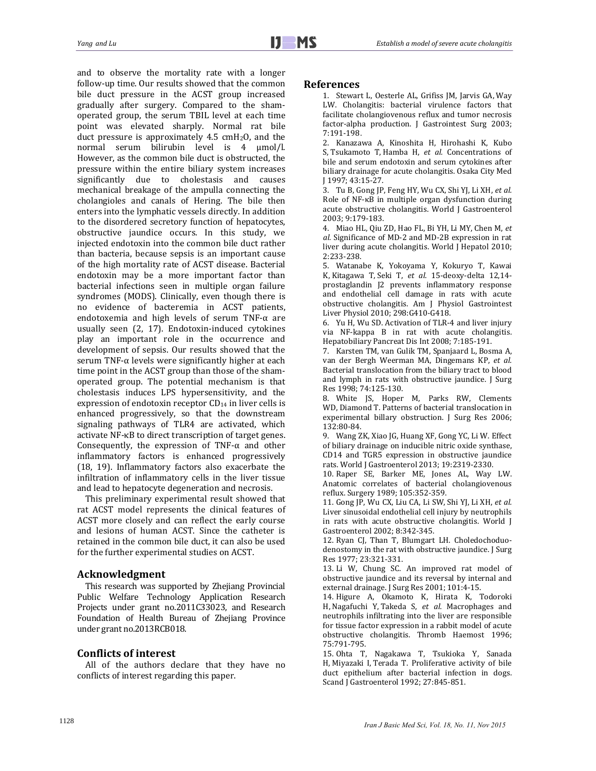and to observe the mortality rate with a longer follow-up time. Our results showed that the common bile duct pressure in the ACST group increased gradually after surgery. Compared to the sham-operated group, the serum TBIL level at each time point was elevated sharply. Normal rat bile duct pressure is approximately 4.5 $cmH_2O$, and the normal serum bilirubin level is 4 μmol/l. However, as the common bile duct is obstructed, the pressure within the entire biliary system increases significantly due to cholestasis and causes mechanical breakage of the ampulla connecting the cholangioles and canals of Hering. The bile then enters into the lymphatic vessels directly. In addition to the disordered secretory function of hepatocytes, obstructive jaundice occurs. In this study, we injected endotoxin into the common bile duct rather than bacteria, because sepsis is an important cause of the high mortality rate of ACST disease. Bacterial endotoxin may be a more important factor than bacterial infections seen in multiple organ failure syndromes (MODS). Clinically, even though there is no evidence of bacteremia in ACST patients, endotoxemia and high levels of serum TNF-α are usually seen (2, 17). Endotoxin-induced cytokines play an important role in the occurrence and development of sepsis. Our results showed that the serum TNF-α levels were significantly higher at each time point in the ACST group than those of the sham-operated group. The potential mechanism is that cholestasis induces LPS hypersensitivity, and the expression of endotoxin receptor $CD_{14}$ in liver cells is enhanced progressively, so that the downstream signaling pathways of TLR4 are activated, which activate NF-κB to direct transcription of target genes. Consequently, the expression of TNF-α and other inflammatory factors is enhanced progressively (18, 19). Inflammatory factors also exacerbate the infiltration of inflammatory cells in the liver tissue and lead to hepatocyte degeneration and necrosis.

This preliminary experimental result showed that rat ACST model represents the clinical features of ACST more closely and can reflect the early course and lesions of human ACST. Since the catheter is retained in the common bile duct, it can also be used for the further experimental studies on ACST.

## Acknowledgment

This research was supported by Zhejiang Provincial Public Welfare Technology Application Research Projects under grant no.2011C33023, and Research Foundation of Health Bureau of Zhejiang Province under grant no.2013RCB018.

## Conflicts of interest

All of the authors declare that they have no conflicts of interest regarding this paper.

## References

1. Stewart L, Oesterle AL, Grifiss JM, Jarvis GA, Way LW. Cholangitis: bacterial virulence factors that facilitate cholangiovenous reflux and tumor necrosis factor-alpha production. J Gastrointest Surg 2003; 7:191-198.
2. Kanazawa A, Kinoshita H, Hirohashi K, Kubo S, Tsukamoto T, Hamba H, *et al.* Concentrations of bile and serum endotoxin and serum cytokines after biliary drainage for acute cholangitis. Osaka City Med J 1997; 43:15-27.
3. Tu B, Gong JP, Feng HY, Wu CX, Shi YJ, Li XH, *et al.* Role of NF-κB in multiple organ dysfunction during acute obstructive cholangitis. World J Gastroenterol 2003; 9:179-183.
4. Miao HL, Qiu ZD, Hao FL, Bi YH, Li MY, Chen M, *et al.* Significance of MD-2 and MD-2B expression in rat liver during acute cholangitis. World J Hepatol 2010; 2:233-238.
5. Watanabe K, Yokoyama Y, Kokuryo T, Kawai K, Kitagawa T, Seki T, *et al.* 15-deoxy-delta 12,14-prostaglandin J2 prevents inflammatory response and endothelial cell damage in rats with acute obstructive cholangitis. Am J Physiol Gastrointest Liver Physiol 2010; 298:G410-G418.
6. Yu H, Wu SD. Activation of TLR-4 and liver injury via NF-kappa B in rat with acute cholangitis. Hepatobiliary Pancreat Dis Int 2008; 7:185-191.
7. Karsten TM, van Gulik TM, Spanjaard L, Bosma A, van der Bergh Weerman MA, Dingemans KP, *et al.* Bacterial translocation from the biliary tract to blood and lymph in rats with obstructive jaundice. J Surg Res 1998; 74:125-130.
8. White JS, Hoper M, Parks RW, Clements WD, Diamond T. Patterns of bacterial translocation in experimental billary obstruction. J Surg Res 2006; 132:80-84.
9. Wang ZK, Xiao JG, Huang XF, Gong YC, Li W. Effect of biliary drainage on inducible nitric oxide synthase, CD14 and TGR5 expression in obstructive jaundice rats. World J Gastroenterol 2013; 19:2319-2330.
10. Raper SE, Barker ME, Jones AL, Way LW. Anatomic correlates of bacterial cholangiovenous reflux. Surgery 1989; 105:352-359.
11. Gong JP, Wu CX, Liu CA, Li SW, Shi YJ, Li XH, *et al.* Liver sinusoidal endothelial cell injury by neutrophils in rats with acute obstructive cholangitis. World J Gastroenterol 2002; 8:342-345.
12. Ryan CJ, Than T, Blumgart LH. Choledochoduodenostomy in the rat with obstructive jaundice. J Surg Res 1977; 23:321-331.
13. Li W, Chung SC. An improved rat model of obstructive jaundice and its reversal by internal and external drainage. J Surg Res 2001; 101:4-15.
14. Higure A, Okamoto K, Hirata K, Todoroki H, Nagafuchi Y, Takeda S, *et al.* Macrophages and neutrophils infiltrating into the liver are responsible for tissue factor expression in a rabbit model of acute obstructive cholangitis. Thromb Haemost 1996; 75:791-795.
15. Ohta T, Nagakawa T, Tsukioka Y, Sanada H, Miyazaki I, Terada T. Proliferative activity of bile duct epithelium after bacterial infection in dogs. Scand J Gastroenterol 1992; 27:845-851.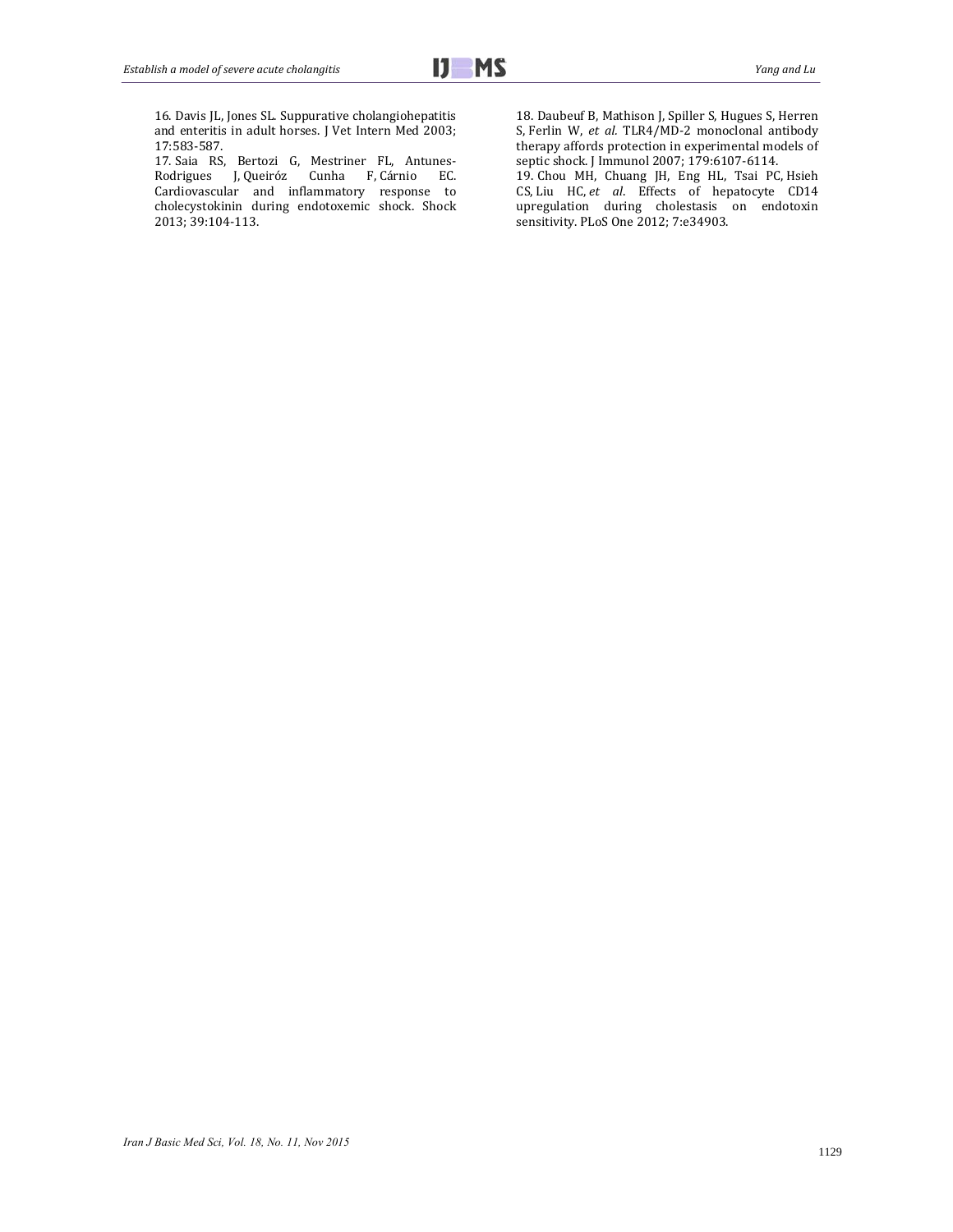16. Davis JL, Jones SL. Suppurative cholangiohepatitis and enteritis in adult horses. J Vet Intern Med 2003; 17:583-587.

17. Saia RS, Bertozi G, Mestriner FL, Antunes-Rodrigues J, Queiróz Cunha F, Cárnio EC. Cardiovascular and inflammatory response to cholecystokinin during endotoxemic shock. Shock 2013; 39:104-113.

18. Daubeuf B, Mathison J, Spiller S, Hugues S, Herren S, Ferlin W, *et al*. TLR4/MD-2 monoclonal antibody therapy affords protection in experimental models of septic shock. J Immunol 2007; 179:6107-6114.

19. Chou MH, Chuang JH, Eng HL, Tsai PC, Hsieh CS, Liu HC, *et al*. Effects of hepatocyte CD14 upregulation during cholestasis on endotoxin sensitivity. PLoS One 2012; 7:e34903.